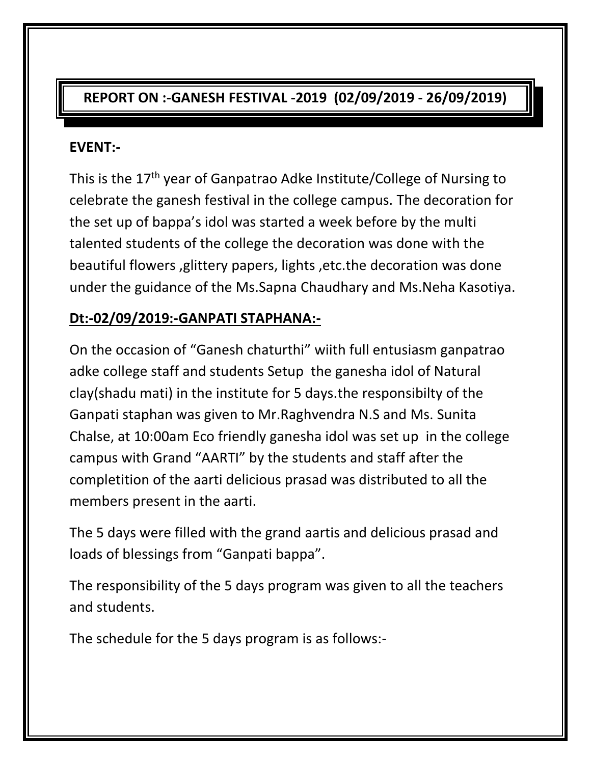# REPORT ON :-GANESH FESTIVAL -2019 (02/09/2019 - 26/09/2019)

**EVENT:-**

This is the 17th year of Ganpatrao Adke Institute/College of Nursing to celebrate the ganesh festival in the college campus. The decoration for the set up of bappa's idol was started a week before by the multi talented students of the college the decoration was done with the beautiful flowers ,glittery papers, lights ,etc.the decoration was done under the guidance of the Ms.Sapna Chaudhary and Ms.Neha Kasotiya.

**Dt:-02/09/2019:-GANPATI STAPHANA:-**

On the occasion of "Ganesh chaturthi" wiith full entusiasm ganpatrao adke college staff and students Setup the ganesha idol of Natural clay(shadu mati) in the institute for 5 days.the responsibilty of the Ganpati staphan was given to Mr.Raghvendra N.S and Ms. Sunita Chalse, at 10:00am Eco friendly ganesha idol was set up in the college campus with Grand "AARTI" by the students and staff after the completition of the aarti delicious prasad was distributed to all the members present in the aarti.

The 5 days were filled with the grand aartis and delicious prasad and loads of blessings from "Ganpati bappa".

The responsibility of the 5 days program was given to all the teachers and students.

The schedule for the 5 days program is as follows:-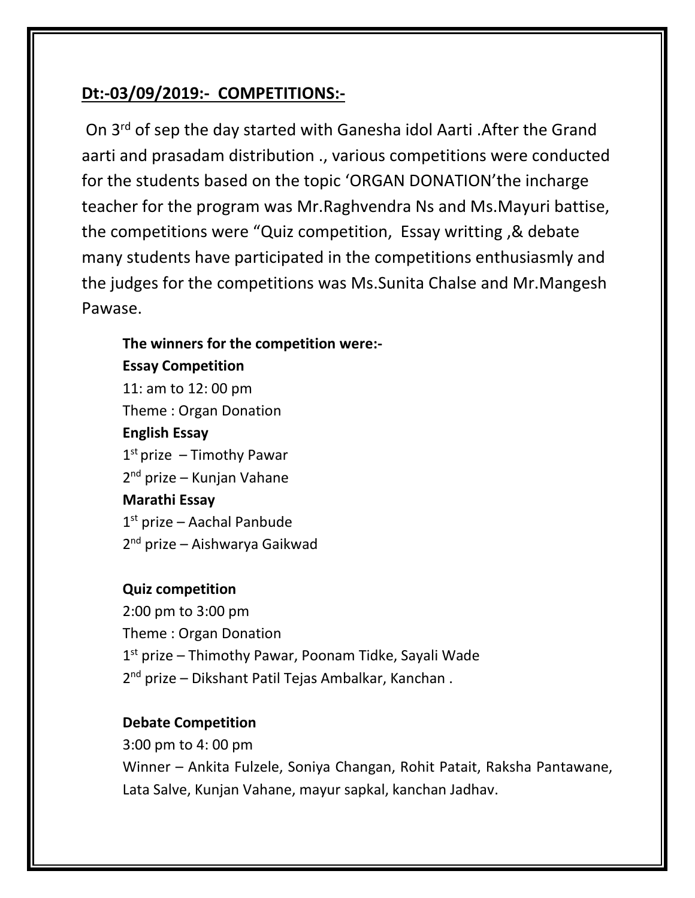## **Dt:-03/09/2019:- COMPETITIONS:-**

On 3rd of sep the day started with Ganesha idol Aarti .After the Grand aarti and prasadam distribution ., various competitions were conducted for the students based on the topic 'ORGAN DONATION'the incharge teacher for the program was Mr.Raghvendra Ns and Ms.Mayuri battise, the competitions were "Quiz competition, Essay writting ,& debate many students have participated in the competitions enthusiasmly and the judges for the competitions was Ms.Sunita Chalse and Mr.Mangesh Pawase.

**The winners for the competition were:-**

**Essay Competition**

11: am to 12: 00 pm

Theme : Organ Donation

**English Essay**

1st prize – Timothy Pawar

2nd prize – Kunjan Vahane

**Marathi Essay**

1st prize – Aachal Panbude

2nd prize – Aishwarya Gaikwad

**Quiz competition**

2:00 pm to 3:00 pm

Theme : Organ Donation

1st prize – Thimothy Pawar, Poonam Tidke, Sayali Wade

2nd prize – Dikshant Patil Tejas Ambalkar, Kanchan .

**Debate Competition**

3:00 pm to 4: 00 pm

Winner – Ankita Fulzele, Soniya Changan, Rohit Patait, Raksha Pantawane, Lata Salve, Kunjan Vahane, mayur sapkal, kanchan Jadhav.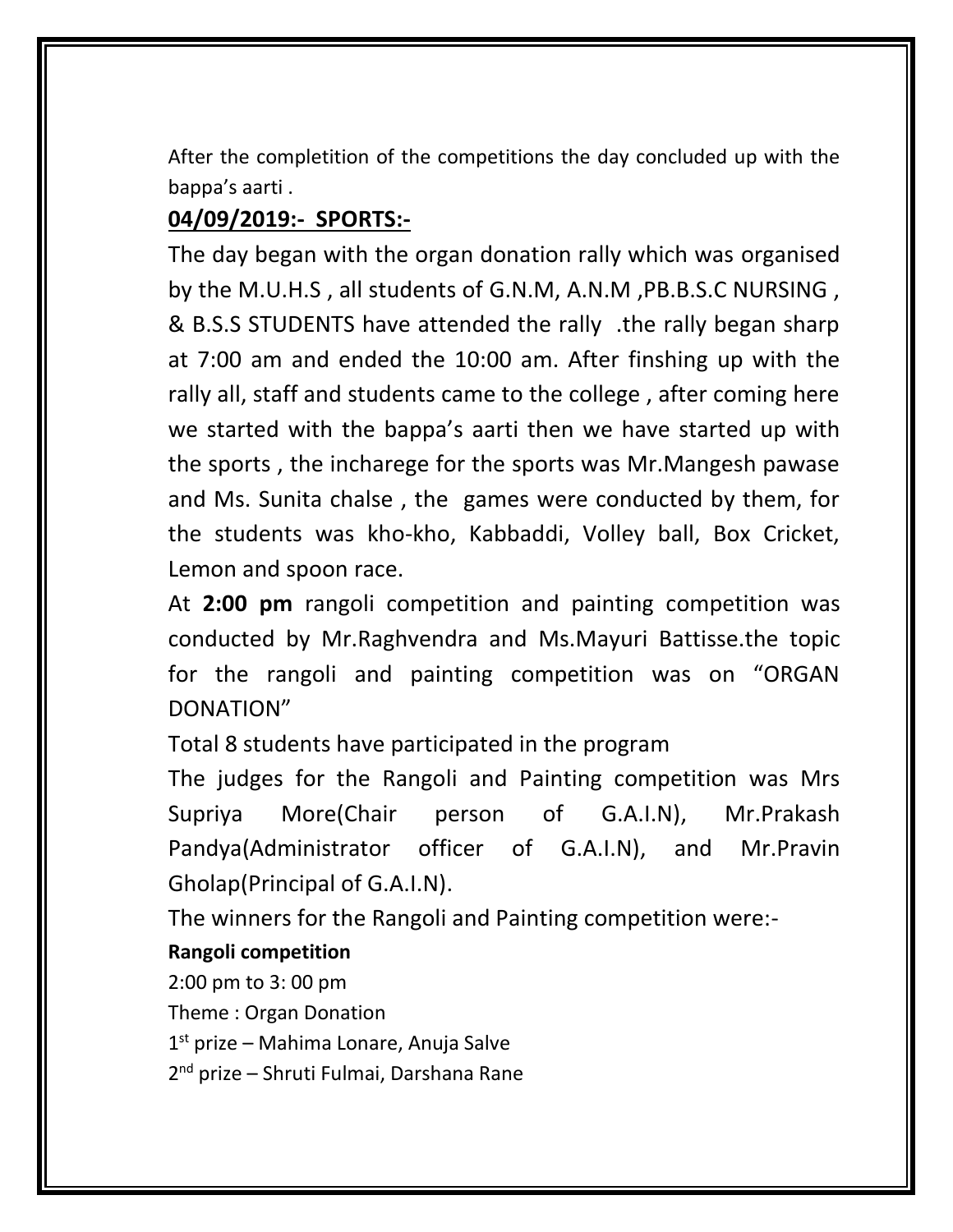After the completition of the competitions the day concluded up with the bappa's aarti .

## 04/09/2019:- SPORTS:-

The day began with the organ donation rally which was organised by the M.U.H.S , all students of G.N.M, A.N.M ,PB.B.S.C NURSING , & B.S.S STUDENTS have attended the rally .the rally began sharp at 7:00 am and ended the 10:00 am. After finshing up with the rally all, staff and students came to the college , after coming here we started with the bappa's aarti then we have started up with the sports , the incharege for the sports was Mr.Mangesh pawase and Ms. Sunita chalse , the games were conducted by them, for the students was kho-kho, Kabbaddi, Volley ball, Box Cricket, Lemon and spoon race.

At **2:00 pm** rangoli competition and painting competition was conducted by Mr.Raghvendra and Ms.Mayuri Battisse.the topic for the rangoli and painting competition was on "ORGAN DONATION"

Total 8 students have participated in the program

The judges for the Rangoli and Painting competition was Mrs Supriya More(Chair person of G.A.I.N), Mr.Prakash Pandya(Administrator officer of G.A.I.N), and Mr.Pravin Gholap(Principal of G.A.I.N).

The winners for the Rangoli and Painting competition were:-

**Rangoli competition**

2:00 pm to 3: 00 pm

Theme : Organ Donation

1st prize – Mahima Lonare, Anuja Salve

2nd prize – Shruti Fulmai, Darshana Rane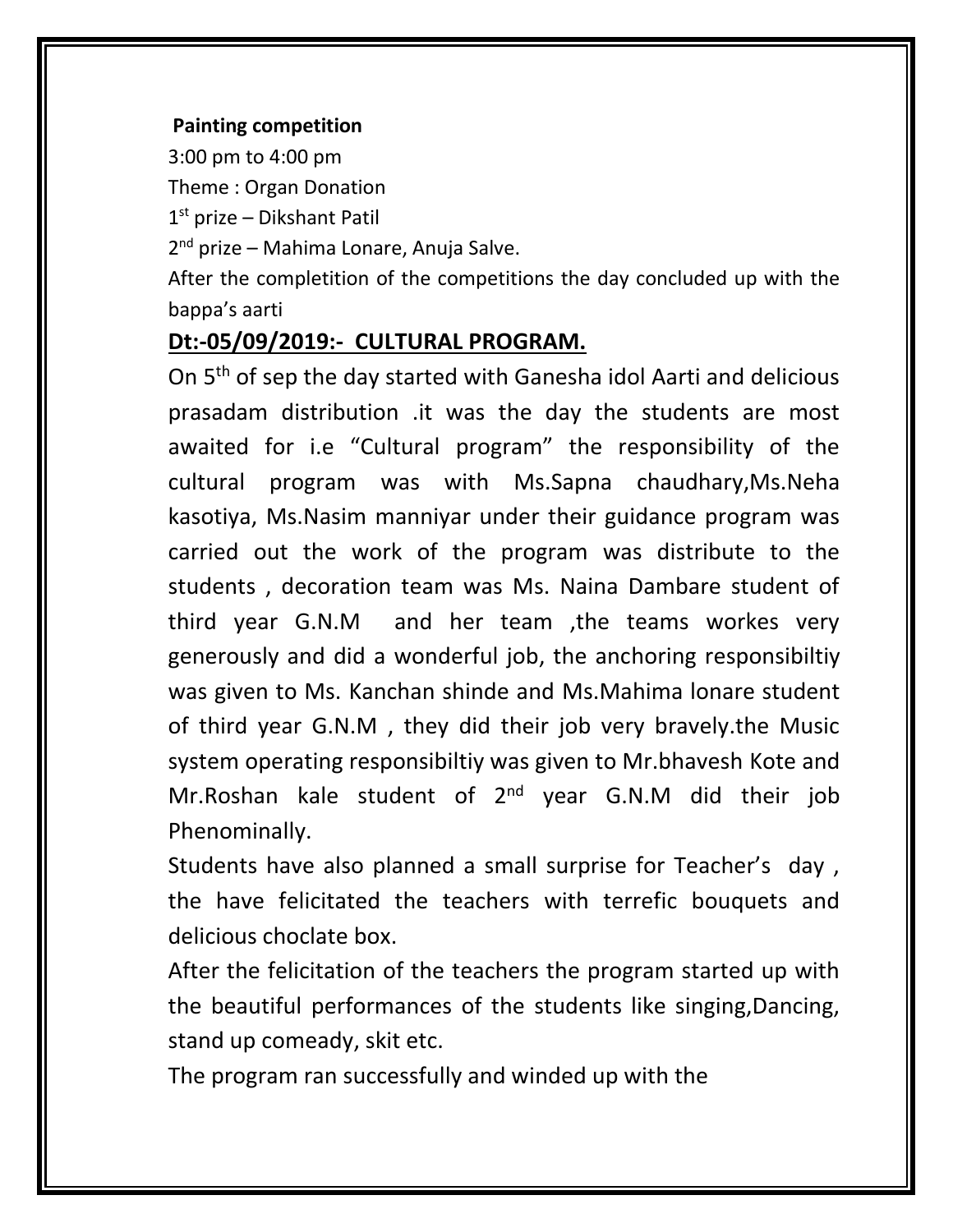**Painting competition**

3:00 pm to 4:00 pm

Theme : Organ Donation

1st prize – Dikshant Patil

2nd prize – Mahima Lonare, Anuja Salve.

After the completition of the competitions the day concluded up with the bappa's aarti

## Dt:-05/09/2019:- CULTURAL PROGRAM.

On 5th of sep the day started with Ganesha idol Aarti and delicious prasadam distribution .it was the day the students are most awaited for i.e "Cultural program" the responsibility of the cultural program was with Ms.Sapna chaudhary,Ms.Neha kasotiya, Ms.Nasim manniyar under their guidance program was carried out the work of the program was distribute to the students , decoration team was Ms. Naina Dambare student of third year G.N.M and her team ,the teams workes very generously and did a wonderful job, the anchoring responsibiltiy was given to Ms. Kanchan shinde and Ms.Mahima lonare student of third year G.N.M , they did their job very bravely.the Music system operating responsibiltiy was given to Mr.bhavesh Kote and Mr.Roshan kale student of 2nd year G.N.M did their job Phenominally.

Students have also planned a small surprise for Teacher's day , the have felicitated the teachers with terrefic bouquets and delicious choclate box.

After the felicitation of the teachers the program started up with the beautiful performances of the students like singing,Dancing, stand up comeady, skit etc.

The program ran successfully and winded up with the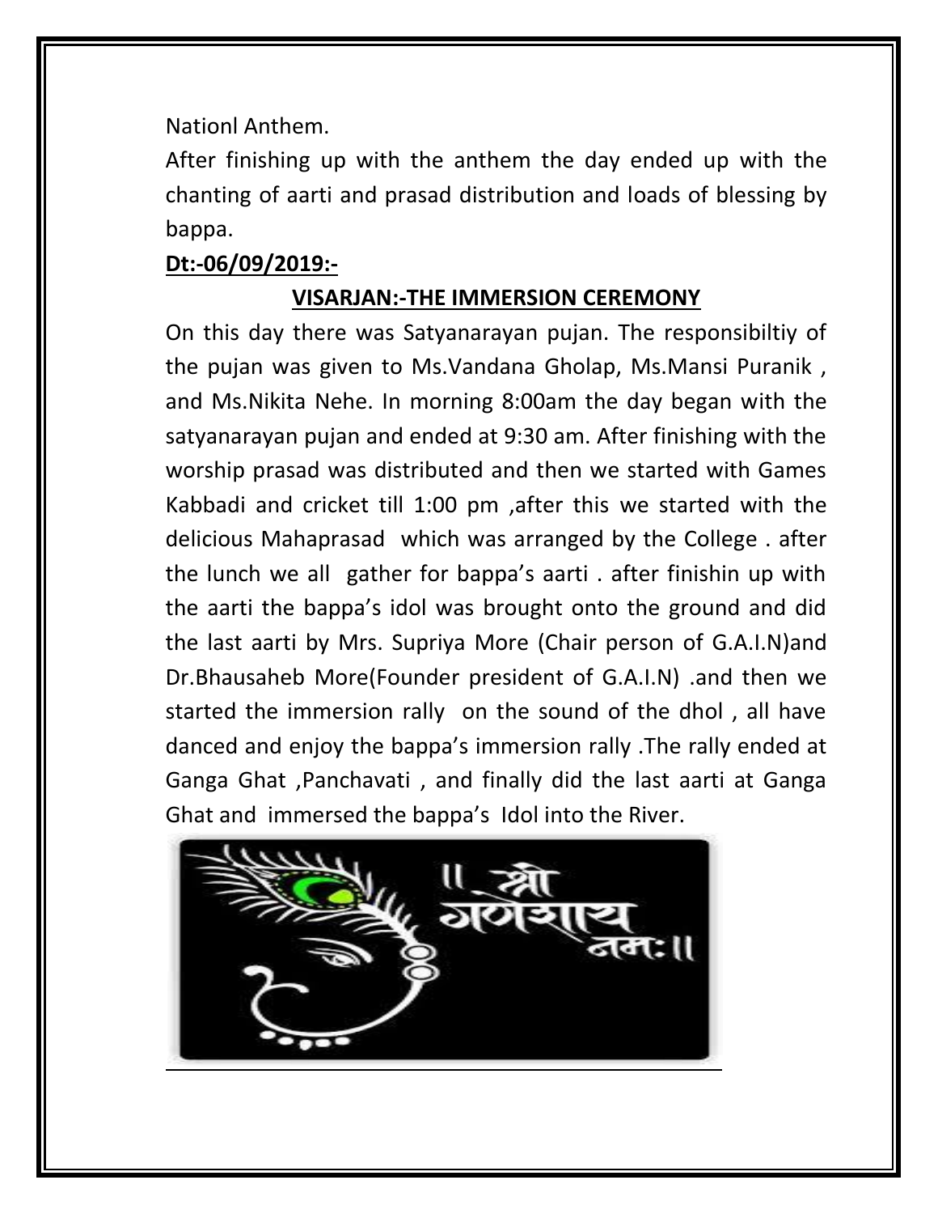Nationl Anthem.

After finishing up with the anthem the day ended up with the chanting of aarti and prasad distribution and loads of blessing by bappa.

**Dt:-06/09/2019:-**

## VISARJAN:-THE IMMERSION CEREMONY

On this day there was Satyanarayan pujan. The responsibiltiy of the pujan was given to Ms.Vandana Gholap, Ms.Mansi Puranik , and Ms.Nikita Nehe. In morning 8:00am the day began with the satyanarayan pujan and ended at 9:30 am. After finishing with the worship prasad was distributed and then we started with Games Kabbadi and cricket till 1:00 pm ,after this we started with the delicious Mahaprasad which was arranged by the College . after the lunch we all gather for bappa's aarti . after finishin up with the aarti the bappa's idol was brought onto the ground and did the last aarti by Mrs. Supriya More (Chair person of G.A.I.N)and Dr.Bhausaheb More(Founder president of G.A.I.N) .and then we started the immersion rally on the sound of the dhol , all have danced and enjoy the bappa's immersion rally .The rally ended at Ganga Ghat ,Panchavati , and finally did the last aarti at Ganga Ghat and immersed the bappa's Idol into the River.